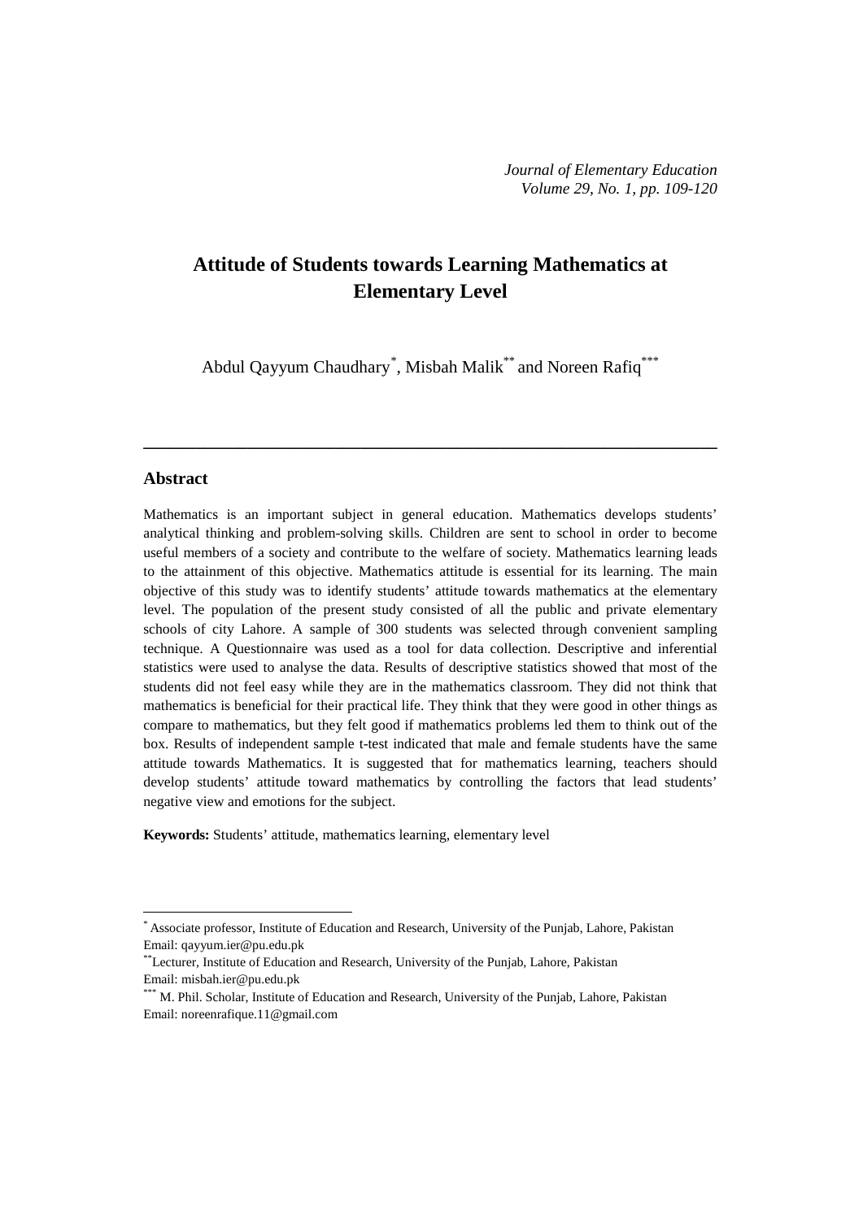# Attitude of Students towards Learning Mathematics at Elementary Level

Abdul Qayyum Chaudhary[*], Misbah Malik[**] and Noreen Rafiq[***]

---

## Abstract

Mathematics is an important subject in general education. Mathematics develops students' analytical thinking and problem-solving skills. Children are sent to school in order to become useful members of a society and contribute to the welfare of society. Mathematics learning leads to the attainment of this objective. Mathematics attitude is essential for its learning. The main objective of this study was to identify students' attitude towards mathematics at the elementary level. The population of the present study consisted of all the public and private elementary schools of city Lahore. A sample of 300 students was selected through convenient sampling technique. A Questionnaire was used as a tool for data collection. Descriptive and inferential statistics were used to analyse the data. Results of descriptive statistics showed that most of the students did not feel easy while they are in the mathematics classroom. They did not think that mathematics is beneficial for their practical life. They think that they were good in other things as compare to mathematics, but they felt good if mathematics problems led them to think out of the box. Results of independent sample t-test indicated that male and female students have the same attitude towards Mathematics. It is suggested that for mathematics learning, teachers should develop students' attitude toward mathematics by controlling the factors that lead students' negative view and emotions for the subject.

**Keywords:** Students' attitude, mathematics learning, elementary level

---

[*] Associate professor, Institute of Education and Research, University of the Punjab, Lahore, Pakistan
Email: qayyum.ier@pu.edu.pk

[**] Lecturer, Institute of Education and Research, University of the Punjab, Lahore, Pakistan
Email: misbah.ier@pu.edu.pk

[***] M. Phil. Scholar, Institute of Education and Research, University of the Punjab, Lahore, Pakistan
Email: noreenrafique.11@gmail.com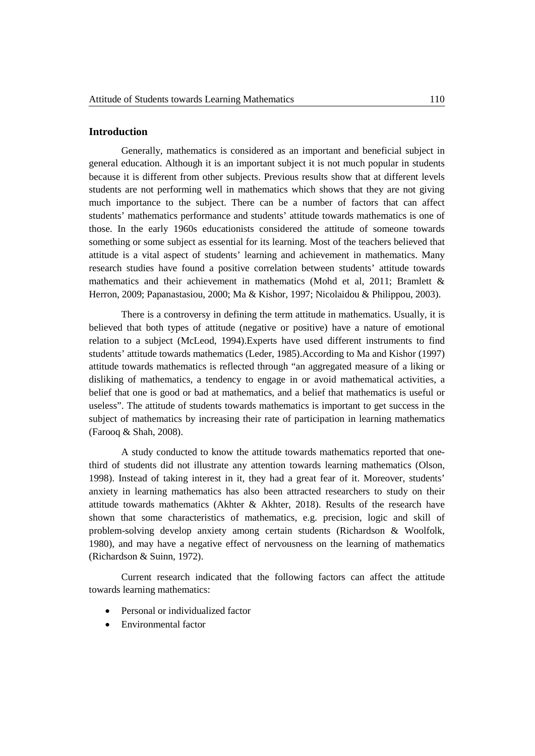## Introduction

Generally, mathematics is considered as an important and beneficial subject in general education. Although it is an important subject it is not much popular in students because it is different from other subjects. Previous results show that at different levels students are not performing well in mathematics which shows that they are not giving much importance to the subject. There can be a number of factors that can affect students' mathematics performance and students' attitude towards mathematics is one of those. In the early 1960s educationists considered the attitude of someone towards something or some subject as essential for its learning. Most of the teachers believed that attitude is a vital aspect of students' learning and achievement in mathematics. Many research studies have found a positive correlation between students' attitude towards mathematics and their achievement in mathematics (Mohd et al, 2011; Bramlett & Herron, 2009; Papanastasiou, 2000; Ma & Kishor, 1997; Nicolaidou & Philippou, 2003).

There is a controversy in defining the term attitude in mathematics. Usually, it is believed that both types of attitude (negative or positive) have a nature of emotional relation to a subject (McLeod, 1994).Experts have used different instruments to find students' attitude towards mathematics (Leder, 1985).According to Ma and Kishor (1997) attitude towards mathematics is reflected through "an aggregated measure of a liking or disliking of mathematics, a tendency to engage in or avoid mathematical activities, a belief that one is good or bad at mathematics, and a belief that mathematics is useful or useless". The attitude of students towards mathematics is important to get success in the subject of mathematics by increasing their rate of participation in learning mathematics (Farooq & Shah, 2008).

A study conducted to know the attitude towards mathematics reported that one-third of students did not illustrate any attention towards learning mathematics (Olson, 1998). Instead of taking interest in it, they had a great fear of it. Moreover, students' anxiety in learning mathematics has also been attracted researchers to study on their attitude towards mathematics (Akhter & Akhter, 2018). Results of the research have shown that some characteristics of mathematics, e.g. precision, logic and skill of problem-solving develop anxiety among certain students (Richardson & Woolfolk, 1980), and may have a negative effect of nervousness on the learning of mathematics (Richardson & Suinn, 1972).

Current research indicated that the following factors can affect the attitude towards learning mathematics:

- Personal or individualized factor
- Environmental factor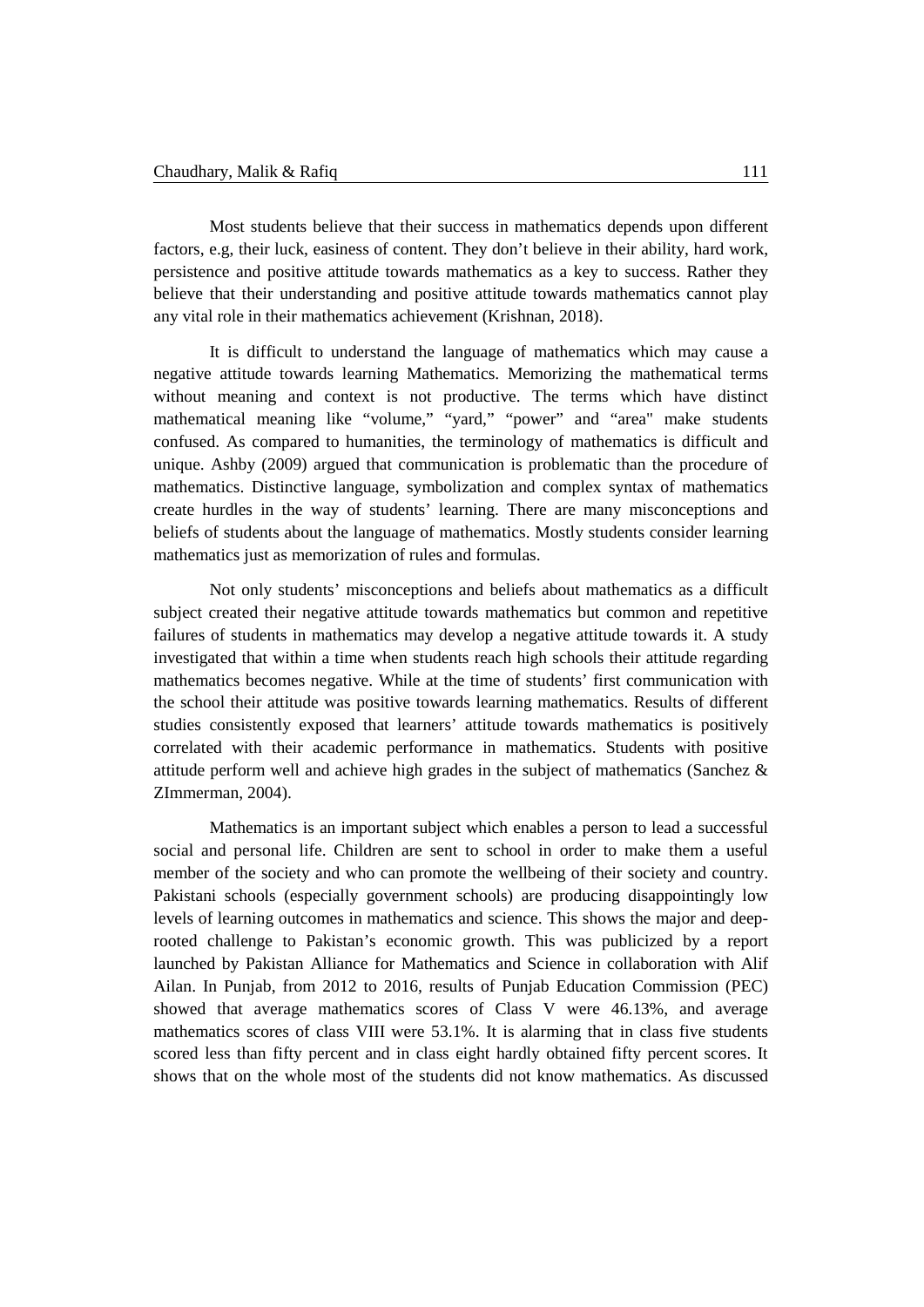Most students believe that their success in mathematics depends upon different factors, e.g, their luck, easiness of content. They don't believe in their ability, hard work, persistence and positive attitude towards mathematics as a key to success. Rather they believe that their understanding and positive attitude towards mathematics cannot play any vital role in their mathematics achievement (Krishnan, 2018).

It is difficult to understand the language of mathematics which may cause a negative attitude towards learning Mathematics. Memorizing the mathematical terms without meaning and context is not productive. The terms which have distinct mathematical meaning like "volume," "yard," "power" and "area" make students confused. As compared to humanities, the terminology of mathematics is difficult and unique. Ashby (2009) argued that communication is problematic than the procedure of mathematics. Distinctive language, symbolization and complex syntax of mathematics create hurdles in the way of students' learning. There are many misconceptions and beliefs of students about the language of mathematics. Mostly students consider learning mathematics just as memorization of rules and formulas.

Not only students' misconceptions and beliefs about mathematics as a difficult subject created their negative attitude towards mathematics but common and repetitive failures of students in mathematics may develop a negative attitude towards it. A study investigated that within a time when students reach high schools their attitude regarding mathematics becomes negative. While at the time of students' first communication with the school their attitude was positive towards learning mathematics. Results of different studies consistently exposed that learners' attitude towards mathematics is positively correlated with their academic performance in mathematics. Students with positive attitude perform well and achieve high grades in the subject of mathematics (Sanchez & ZImmerman, 2004).

Mathematics is an important subject which enables a person to lead a successful social and personal life. Children are sent to school in order to make them a useful member of the society and who can promote the wellbeing of their society and country. Pakistani schools (especially government schools) are producing disappointingly low levels of learning outcomes in mathematics and science. This shows the major and deep-rooted challenge to Pakistan's economic growth. This was publicized by a report launched by Pakistan Alliance for Mathematics and Science in collaboration with Alif Ailan. In Punjab, from 2012 to 2016, results of Punjab Education Commission (PEC) showed that average mathematics scores of Class V were 46.13%, and average mathematics scores of class VIII were 53.1%. It is alarming that in class five students scored less than fifty percent and in class eight hardly obtained fifty percent scores. It shows that on the whole most of the students did not know mathematics. As discussed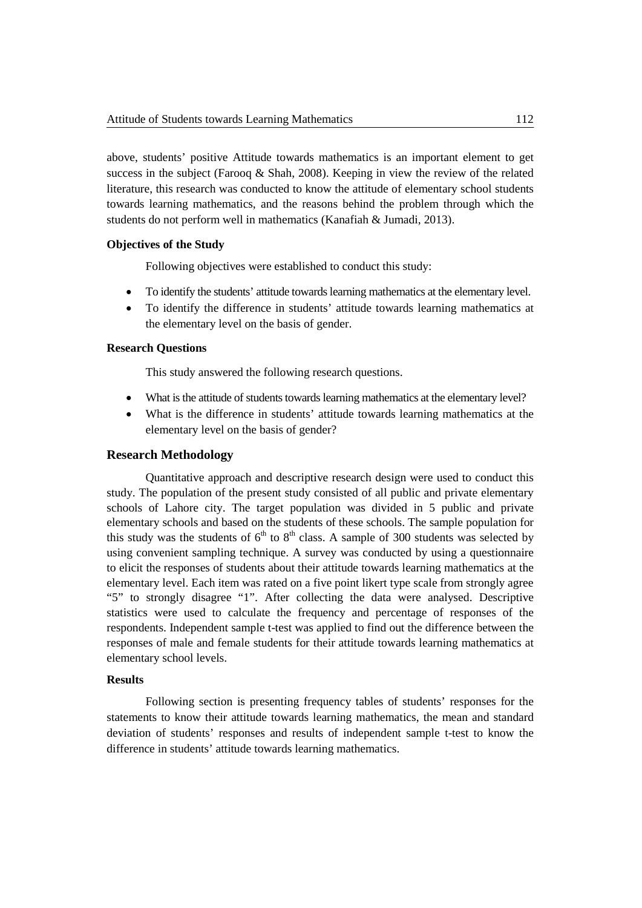above, students' positive Attitude towards mathematics is an important element to get success in the subject (Farooq & Shah, 2008). Keeping in view the review of the related literature, this research was conducted to know the attitude of elementary school students towards learning mathematics, and the reasons behind the problem through which the students do not perform well in mathematics (Kanafiah & Jumadi, 2013).

### Objectives of the Study

Following objectives were established to conduct this study:

- To identify the students' attitude towards learning mathematics at the elementary level.
- To identify the difference in students' attitude towards learning mathematics at the elementary level on the basis of gender.

### Research Questions

This study answered the following research questions.

- What is the attitude of students towards learning mathematics at the elementary level?
- What is the difference in students' attitude towards learning mathematics at the elementary level on the basis of gender?

## Research Methodology

Quantitative approach and descriptive research design were used to conduct this study. The population of the present study consisted of all public and private elementary schools of Lahore city. The target population was divided in 5 public and private elementary schools and based on the students of these schools. The sample population for this study was the students of $6^{th}$ to $8^{th}$ class. A sample of 300 students was selected by using convenient sampling technique. A survey was conducted by using a questionnaire to elicit the responses of students about their attitude towards learning mathematics at the elementary level. Each item was rated on a five point likert type scale from strongly agree "5" to strongly disagree "1". After collecting the data were analysed. Descriptive statistics were used to calculate the frequency and percentage of responses of the respondents. Independent sample t-test was applied to find out the difference between the responses of male and female students for their attitude towards learning mathematics at elementary school levels.

### Results

Following section is presenting frequency tables of students' responses for the statements to know their attitude towards learning mathematics, the mean and standard deviation of students' responses and results of independent sample t-test to know the difference in students' attitude towards learning mathematics.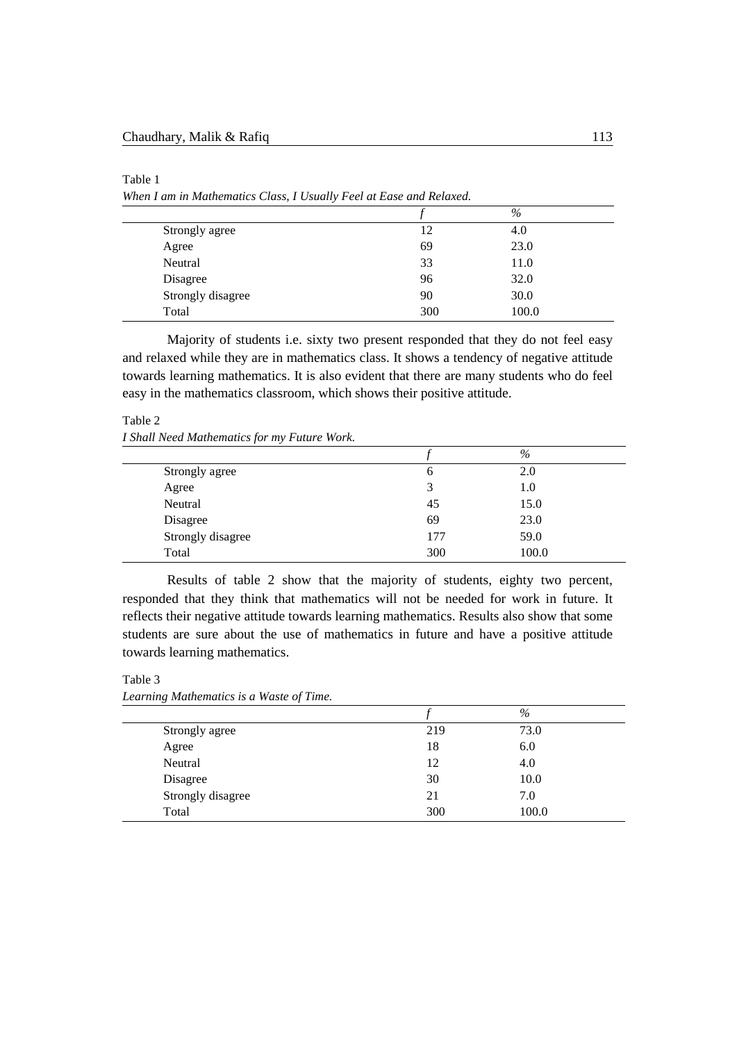Table 1

*When I am in Mathematics Class, I Usually Feel at Ease and Relaxed.*

| | *f* | % |
|---|---|---|
| Strongly agree | 12 | 4.0 |
| Agree | 69 | 23.0 |
| Neutral | 33 | 11.0 |
| Disagree | 96 | 32.0 |
| Strongly disagree | 90 | 30.0 |
| Total | 300 | 100.0 |

Majority of students i.e. sixty two present responded that they do not feel easy and relaxed while they are in mathematics class. It shows a tendency of negative attitude towards learning mathematics. It is also evident that there are many students who do feel easy in the mathematics classroom, which shows their positive attitude.

Table 2

*I Shall Need Mathematics for my Future Work.*

| | *f* | % |
|---|---|---|
| Strongly agree | 6 | 2.0 |
| Agree | 3 | 1.0 |
| Neutral | 45 | 15.0 |
| Disagree | 69 | 23.0 |
| Strongly disagree | 177 | 59.0 |
| Total | 300 | 100.0 |

Results of table 2 show that the majority of students, eighty two percent, responded that they think that mathematics will not be needed for work in future. It reflects their negative attitude towards learning mathematics. Results also show that some students are sure about the use of mathematics in future and have a positive attitude towards learning mathematics.

Table 3

*Learning Mathematics is a Waste of Time.*

| | *f* | % |
|---|---|---|
| Strongly agree | 219 | 73.0 |
| Agree | 18 | 6.0 |
| Neutral | 12 | 4.0 |
| Disagree | 30 | 10.0 |
| Strongly disagree | 21 | 7.0 |
| Total | 300 | 100.0 |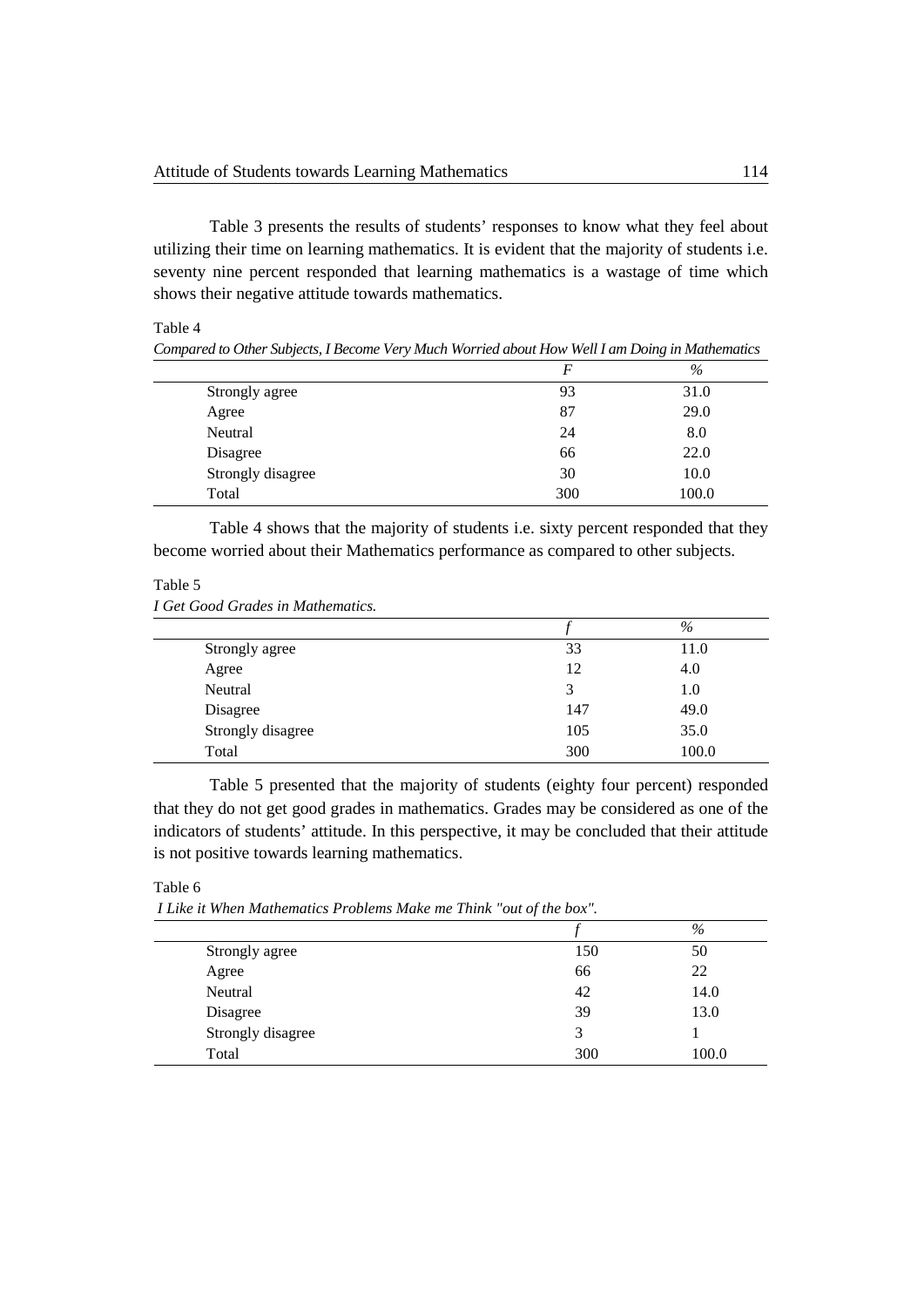Table 3 presents the results of students' responses to know what they feel about utilizing their time on learning mathematics. It is evident that the majority of students i.e. seventy nine percent responded that learning mathematics is a wastage of time which shows their negative attitude towards mathematics.

Table 4

*Compared to Other Subjects, I Become Very Much Worried about How Well I am Doing in Mathematics*

| | *F* | % |
|---|---|---|
| Strongly agree | 93 | 31.0 |
| Agree | 87 | 29.0 |
| Neutral | 24 | 8.0 |
| Disagree | 66 | 22.0 |
| Strongly disagree | 30 | 10.0 |
| Total | 300 | 100.0 |

Table 4 shows that the majority of students i.e. sixty percent responded that they become worried about their Mathematics performance as compared to other subjects.

Table 5

*I Get Good Grades in Mathematics.*

| | *f* | % |
|---|---|---|
| Strongly agree | 33 | 11.0 |
| Agree | 12 | 4.0 |
| Neutral | 3 | 1.0 |
| Disagree | 147 | 49.0 |
| Strongly disagree | 105 | 35.0 |
| Total | 300 | 100.0 |

Table 5 presented that the majority of students (eighty four percent) responded that they do not get good grades in mathematics. Grades may be considered as one of the indicators of students' attitude. In this perspective, it may be concluded that their attitude is not positive towards learning mathematics.

Table 6

*I Like it When Mathematics Problems Make me Think "out of the box".*

| | *f* | % |
|---|---|---|
| Strongly agree | 150 | 50 |
| Agree | 66 | 22 |
| Neutral | 42 | 14.0 |
| Disagree | 39 | 13.0 |
| Strongly disagree | 3 | 1 |
| Total | 300 | 100.0 |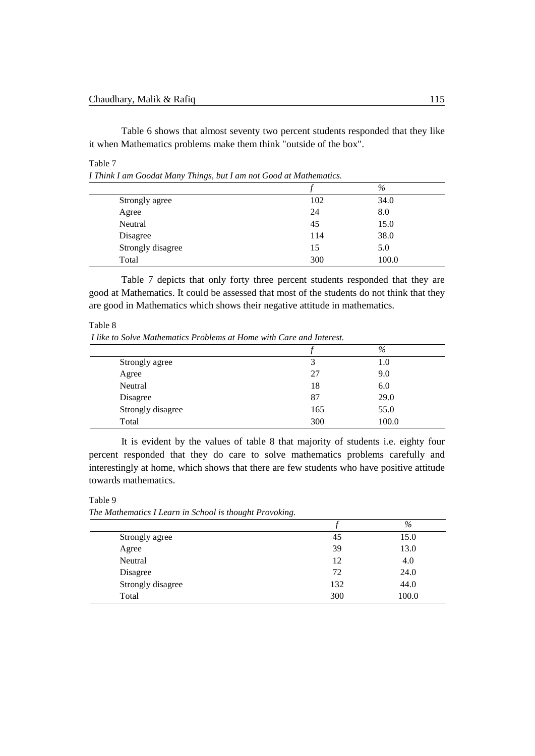Table 6 shows that almost seventy two percent students responded that they like it when Mathematics problems make them think "outside of the box".

Table 7

*I Think I am Goodat Many Things, but I am not Good at Mathematics.*

| | *f* | % |
|---|---|---|
| Strongly agree | 102 | 34.0 |
| Agree | 24 | 8.0 |
| Neutral | 45 | 15.0 |
| Disagree | 114 | 38.0 |
| Strongly disagree | 15 | 5.0 |
| Total | 300 | 100.0 |

Table 7 depicts that only forty three percent students responded that they are good at Mathematics. It could be assessed that most of the students do not think that they are good in Mathematics which shows their negative attitude in mathematics.

Table 8

*I like to Solve Mathematics Problems at Home with Care and Interest.*

| | *f* | % |
|---|---|---|
| Strongly agree | 3 | 1.0 |
| Agree | 27 | 9.0 |
| Neutral | 18 | 6.0 |
| Disagree | 87 | 29.0 |
| Strongly disagree | 165 | 55.0 |
| Total | 300 | 100.0 |

It is evident by the values of table 8 that majority of students i.e. eighty four percent responded that they do care to solve mathematics problems carefully and interestingly at home, which shows that there are few students who have positive attitude towards mathematics.

Table 9

*The Mathematics I Learn in School is thought Provoking.*

| | *f* | % |
|---|---|---|
| Strongly agree | 45 | 15.0 |
| Agree | 39 | 13.0 |
| Neutral | 12 | 4.0 |
| Disagree | 72 | 24.0 |
| Strongly disagree | 132 | 44.0 |
| Total | 300 | 100.0 |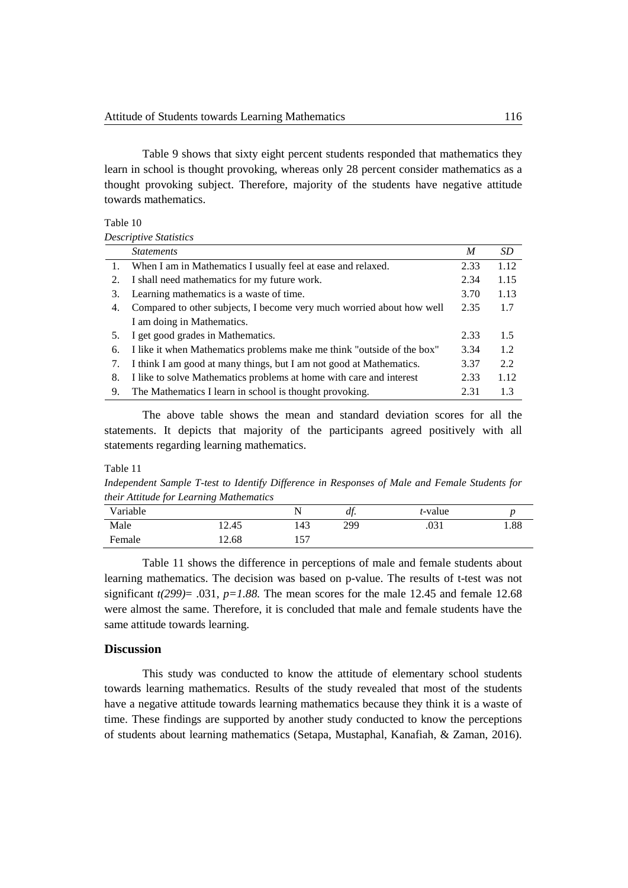Table 9 shows that sixty eight percent students responded that mathematics they learn in school is thought provoking, whereas only 28 percent consider mathematics as a thought provoking subject. Therefore, majority of the students have negative attitude towards mathematics.

Table 10

*Descriptive Statistics*

| | *Statements* | *M* | *SD* |
|---|---|---|---|
| 1. | When I am in Mathematics I usually feel at ease and relaxed. | 2.33 | 1.12 |
| 2. | I shall need mathematics for my future work. | 2.34 | 1.15 |
| 3. | Learning mathematics is a waste of time. | 3.70 | 1.13 |
| 4. | Compared to other subjects, I become very much worried about how well I am doing in Mathematics. | 2.35 | 1.7 |
| 5. | I get good grades in Mathematics. | 2.33 | 1.5 |
| 6. | I like it when Mathematics problems make me think "outside of the box" | 3.34 | 1.2 |
| 7. | I think I am good at many things, but I am not good at Mathematics. | 3.37 | 2.2 |
| 8. | I like to solve Mathematics problems at home with care and interest | 2.33 | 1.12 |
| 9. | The Mathematics I learn in school is thought provoking. | 2.31 | 1.3 |

The above table shows the mean and standard deviation scores for all the statements. It depicts that majority of the participants agreed positively with all statements regarding learning mathematics.

Table 11

*Independent Sample T-test to Identify Difference in Responses of Male and Female Students for their Attitude for Learning Mathematics*

| Variable | | N | *df.* | *t*-value | *p* |
|---|---|---|---|---|---|
| Male | 12.45 | 143 | 299 | .031 | 1.88 |
| Female | 12.68 | 157 | | | |

Table 11 shows the difference in perceptions of male and female students about learning mathematics. The decision was based on p-value. The results of t-test was not significant $t(299)$= .031, $p=1.88$. The mean scores for the male 12.45 and female 12.68 were almost the same. Therefore, it is concluded that male and female students have the same attitude towards learning.

## Discussion

This study was conducted to know the attitude of elementary school students towards learning mathematics. Results of the study revealed that most of the students have a negative attitude towards learning mathematics because they think it is a waste of time. These findings are supported by another study conducted to know the perceptions of students about learning mathematics (Setapa, Mustaphal, Kanafiah, & Zaman, 2016).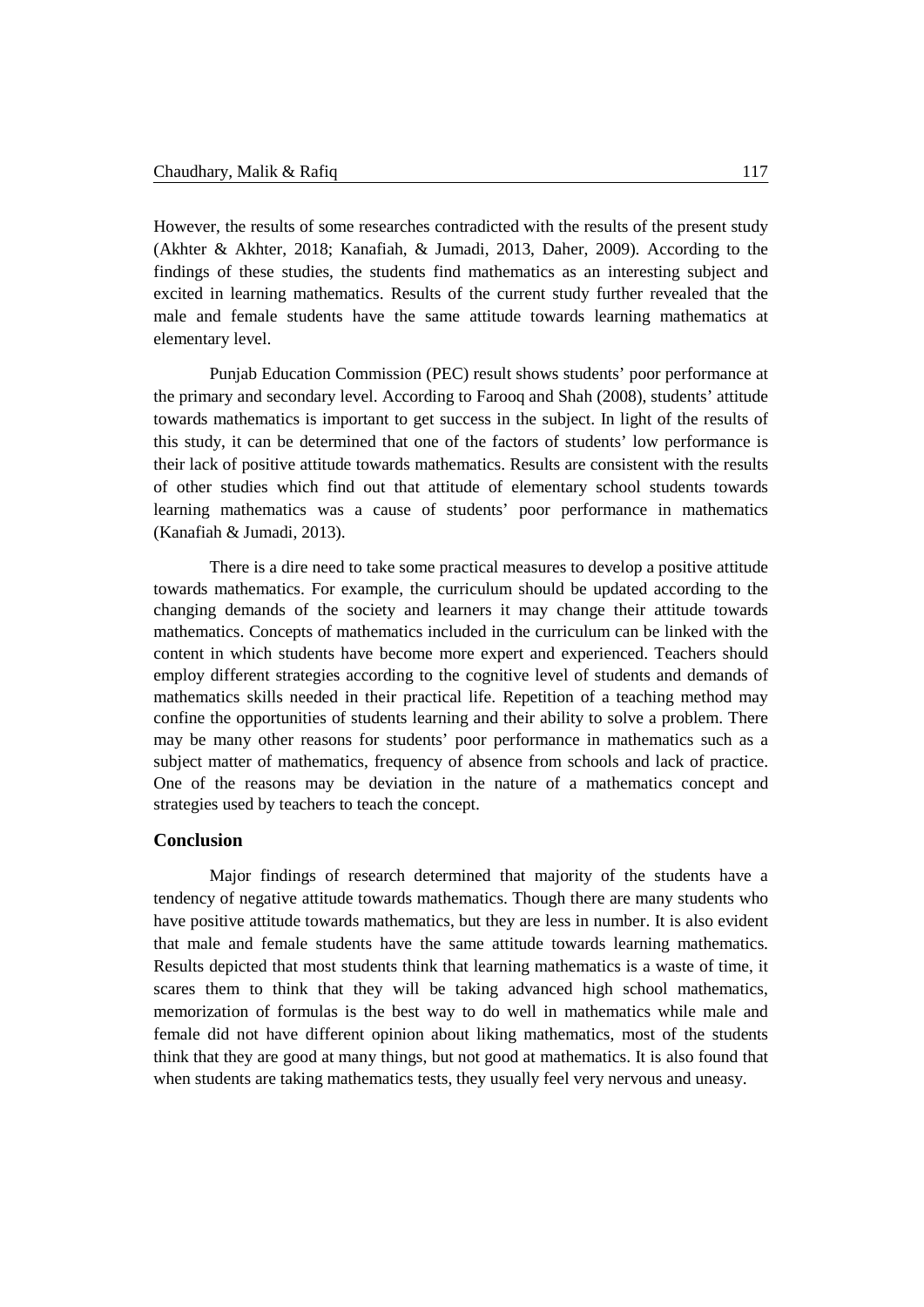However, the results of some researches contradicted with the results of the present study (Akhter & Akhter, 2018; Kanafiah, & Jumadi, 2013, Daher, 2009). According to the findings of these studies, the students find mathematics as an interesting subject and excited in learning mathematics. Results of the current study further revealed that the male and female students have the same attitude towards learning mathematics at elementary level.

Punjab Education Commission (PEC) result shows students' poor performance at the primary and secondary level. According to Farooq and Shah (2008), students' attitude towards mathematics is important to get success in the subject. In light of the results of this study, it can be determined that one of the factors of students' low performance is their lack of positive attitude towards mathematics. Results are consistent with the results of other studies which find out that attitude of elementary school students towards learning mathematics was a cause of students' poor performance in mathematics (Kanafiah & Jumadi, 2013).

There is a dire need to take some practical measures to develop a positive attitude towards mathematics. For example, the curriculum should be updated according to the changing demands of the society and learners it may change their attitude towards mathematics. Concepts of mathematics included in the curriculum can be linked with the content in which students have become more expert and experienced. Teachers should employ different strategies according to the cognitive level of students and demands of mathematics skills needed in their practical life. Repetition of a teaching method may confine the opportunities of students learning and their ability to solve a problem. There may be many other reasons for students' poor performance in mathematics such as a subject matter of mathematics, frequency of absence from schools and lack of practice. One of the reasons may be deviation in the nature of a mathematics concept and strategies used by teachers to teach the concept.

## Conclusion

Major findings of research determined that majority of the students have a tendency of negative attitude towards mathematics. Though there are many students who have positive attitude towards mathematics, but they are less in number. It is also evident that male and female students have the same attitude towards learning mathematics. Results depicted that most students think that learning mathematics is a waste of time, it scares them to think that they will be taking advanced high school mathematics, memorization of formulas is the best way to do well in mathematics while male and female did not have different opinion about liking mathematics, most of the students think that they are good at many things, but not good at mathematics. It is also found that when students are taking mathematics tests, they usually feel very nervous and uneasy.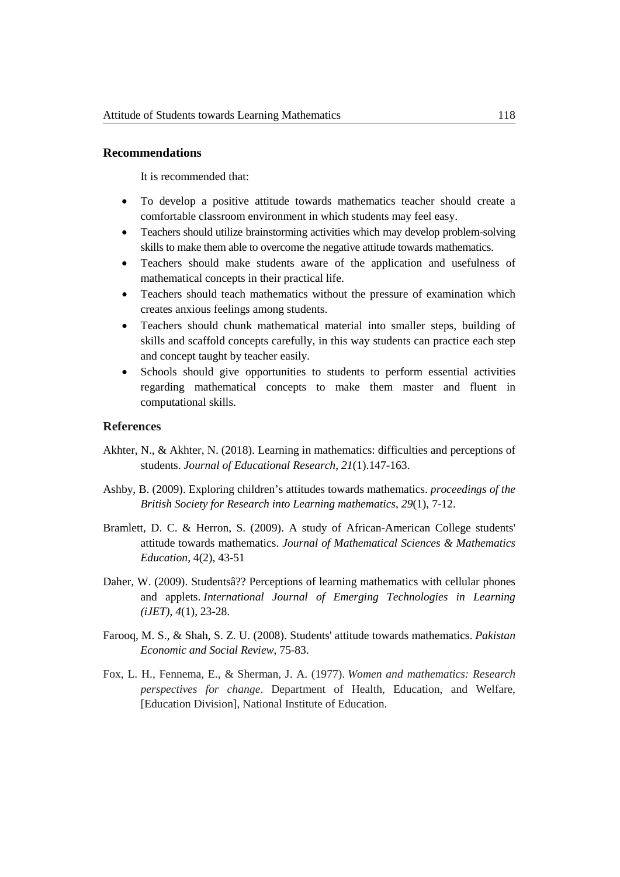## Recommendations

It is recommended that:

- To develop a positive attitude towards mathematics teacher should create a comfortable classroom environment in which students may feel easy.
- Teachers should utilize brainstorming activities which may develop problem-solving skills to make them able to overcome the negative attitude towards mathematics.
- Teachers should make students aware of the application and usefulness of mathematical concepts in their practical life.
- Teachers should teach mathematics without the pressure of examination which creates anxious feelings among students.
- Teachers should chunk mathematical material into smaller steps, building of skills and scaffold concepts carefully, in this way students can practice each step and concept taught by teacher easily.
- Schools should give opportunities to students to perform essential activities regarding mathematical concepts to make them master and fluent in computational skills.

## References

Akhter, N., & Akhter, N. (2018). Learning in mathematics: difficulties and perceptions of students. *Journal of Educational Research*, *21*(1).147-163.

Ashby, B. (2009). Exploring children's attitudes towards mathematics. *proceedings of the British Society for Research into Learning mathematics*, *29*(1), 7-12.

Bramlett, D. C. & Herron, S. (2009). A study of African-American College students' attitude towards mathematics. *Journal of Mathematical Sciences & Mathematics Education*, 4(2), 43-51

Daher, W. (2009). Studentsâ?? Perceptions of learning mathematics with cellular phones and applets. *International Journal of Emerging Technologies in Learning (iJET)*, *4*(1), 23-28.

Farooq, M. S., & Shah, S. Z. U. (2008). Students' attitude towards mathematics. *Pakistan Economic and Social Review*, 75-83.

Fox, L. H., Fennema, E., & Sherman, J. A. (1977). *Women and mathematics: Research perspectives for change*. Department of Health, Education, and Welfare, [Education Division], National Institute of Education.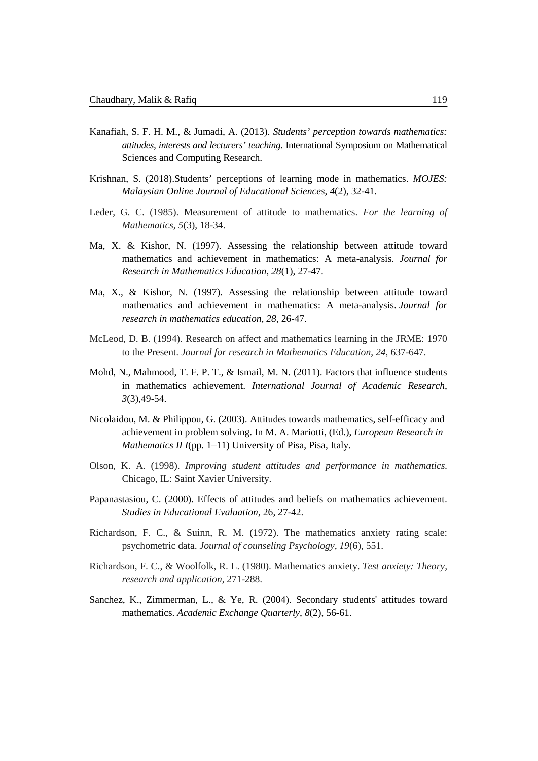Kanafiah, S. F. H. M., & Jumadi, A. (2013). *Students' perception towards mathematics: attitudes, interests and lecturers' teaching*. International Symposium on Mathematical Sciences and Computing Research.

Krishnan, S. (2018).Students' perceptions of learning mode in mathematics. *MOJES: Malaysian Online Journal of Educational Sciences*, *4*(2), 32-41.

Leder, G. C. (1985). Measurement of attitude to mathematics. *For the learning of Mathematics*, *5*(3), 18-34.

Ma, X. & Kishor, N. (1997). Assessing the relationship between attitude toward mathematics and achievement in mathematics: A meta-analysis. *Journal for Research in Mathematics Education*, *28*(1), 27-47.

Ma, X., & Kishor, N. (1997). Assessing the relationship between attitude toward mathematics and achievement in mathematics: A meta-analysis. *Journal for research in mathematics education*, *28*, 26-47.

McLeod, D. B. (1994). Research on affect and mathematics learning in the JRME: 1970 to the Present. *Journal for research in Mathematics Education*, *24*, 637-647.

Mohd, N., Mahmood, T. F. P. T., & Ismail, M. N. (2011). Factors that influence students in mathematics achievement. *International Journal of Academic Research*, *3*(3),49-54.

Nicolaidou, M. & Philippou, G. (2003). Attitudes towards mathematics, self-efficacy and achievement in problem solving. In M. A. Mariotti, (Ed.), *European Research in Mathematics II I*(pp. 1–11) University of Pisa, Pisa, Italy.

Olson, K. A. (1998). *Improving student attitudes and performance in mathematics.* Chicago, IL: Saint Xavier University.

Papanastasiou, C. (2000). Effects of attitudes and beliefs on mathematics achievement. *Studies in Educational Evaluation*, 26, 27-42.

Richardson, F. C., & Suinn, R. M. (1972). The mathematics anxiety rating scale: psychometric data. *Journal of counseling Psychology*, *19*(6), 551.

Richardson, F. C., & Woolfolk, R. L. (1980). Mathematics anxiety. *Test anxiety: Theory, research and application*, 271-288.

Sanchez, K., Zimmerman, L., & Ye, R. (2004). Secondary students' attitudes toward mathematics. *Academic Exchange Quarterly*, *8*(2), 56-61.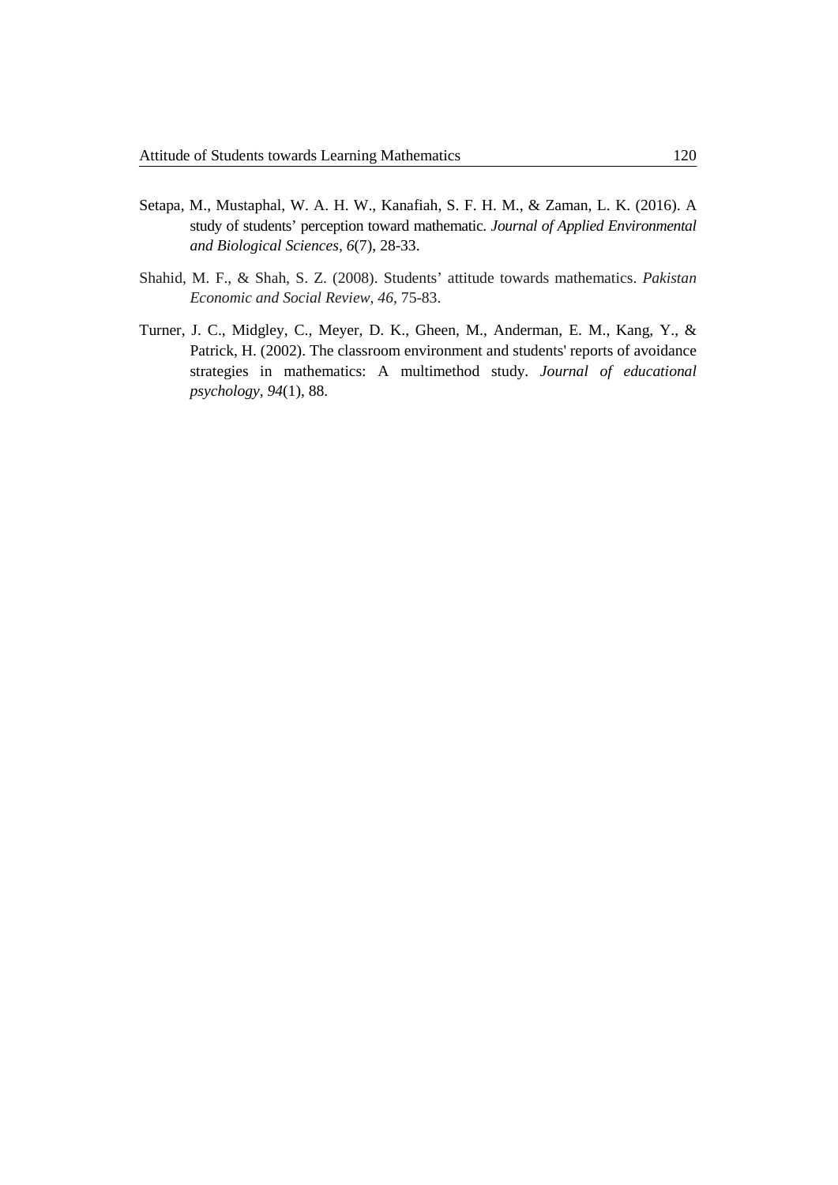Setapa, M., Mustaphal, W. A. H. W., Kanafiah, S. F. H. M., & Zaman, L. K. (2016). A study of students' perception toward mathematic. *Journal of Applied Environmental and Biological Sciences*, *6*(7), 28-33.

Shahid, M. F., & Shah, S. Z. (2008). Students' attitude towards mathematics. *Pakistan Economic and Social Review*, *46*, 75-83.

Turner, J. C., Midgley, C., Meyer, D. K., Gheen, M., Anderman, E. M., Kang, Y., & Patrick, H. (2002). The classroom environment and students' reports of avoidance strategies in mathematics: A multimethod study. *Journal of educational psychology*, *94*(1), 88.